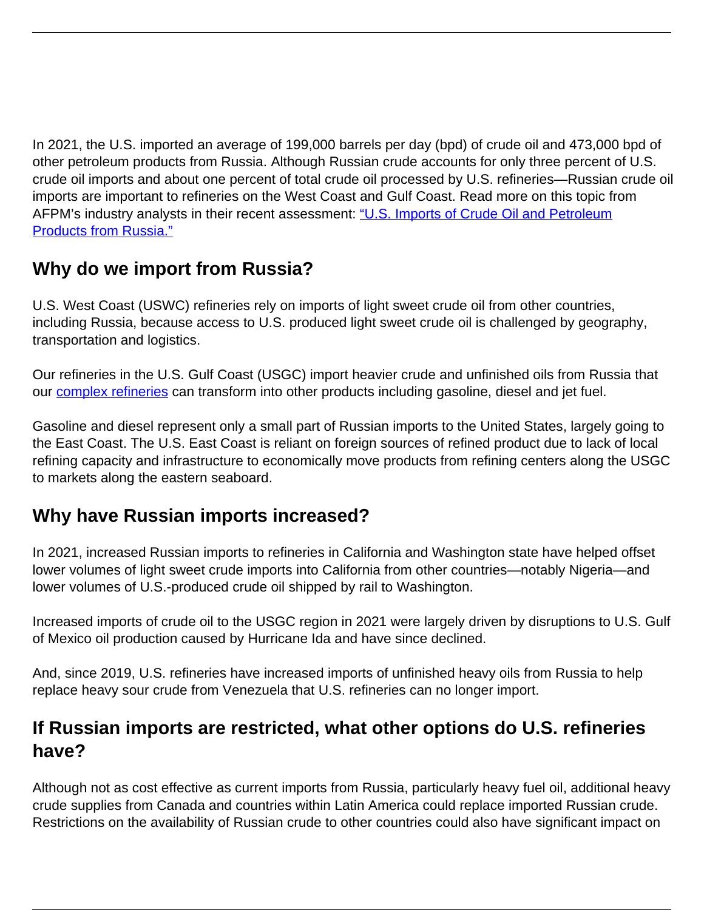In 2021, the U.S. imported an average of 199,000 barrels per day (bpd) of crude oil and 473,000 bpd of other petroleum products from Russia. Although Russian crude accounts for only three percent of U.S. crude oil imports and about one percent of total crude oil processed by U.S. refineries—Russian crude oil imports are important to refineries on the West Coast and Gulf Coast. Read more on this topic from AFPM's industry analysts in their recent assessment: ["U.S. Imports of Crude Oil and Petroleum Products from Russia."]()

## Why do we import from Russia?

U.S. West Coast (USWC) refineries rely on imports of light sweet crude oil from other countries, including Russia, because access to U.S. produced light sweet crude oil is challenged by geography, transportation and logistics.

Our refineries in the U.S. Gulf Coast (USGC) import heavier crude and unfinished oils from Russia that our [complex refineries]() can transform into other products including gasoline, diesel and jet fuel.

Gasoline and diesel represent only a small part of Russian imports to the United States, largely going to the East Coast. The U.S. East Coast is reliant on foreign sources of refined product due to lack of local refining capacity and infrastructure to economically move products from refining centers along the USGC to markets along the eastern seaboard.

## Why have Russian imports increased?

In 2021, increased Russian imports to refineries in California and Washington state have helped offset lower volumes of light sweet crude imports into California from other countries—notably Nigeria—and lower volumes of U.S.-produced crude oil shipped by rail to Washington.

Increased imports of crude oil to the USGC region in 2021 were largely driven by disruptions to U.S. Gulf of Mexico oil production caused by Hurricane Ida and have since declined.

And, since 2019, U.S. refineries have increased imports of unfinished heavy oils from Russia to help replace heavy sour crude from Venezuela that U.S. refineries can no longer import.

## If Russian imports are restricted, what other options do U.S. refineries have?

Although not as cost effective as current imports from Russia, particularly heavy fuel oil, additional heavy crude supplies from Canada and countries within Latin America could replace imported Russian crude. Restrictions on the availability of Russian crude to other countries could also have significant impact on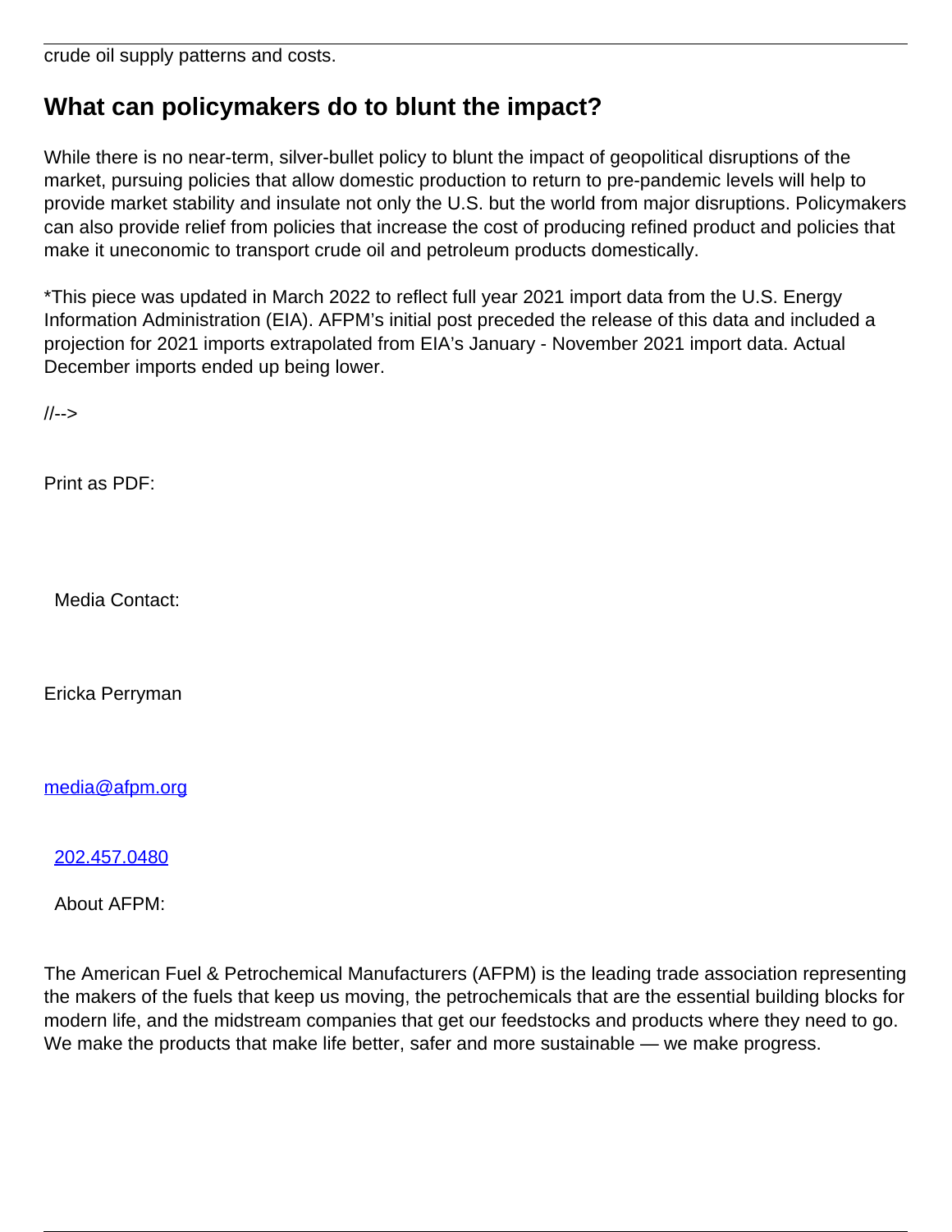crude oil supply patterns and costs.

## What can policymakers do to blunt the impact?

While there is no near-term, silver-bullet policy to blunt the impact of geopolitical disruptions of the market, pursuing policies that allow domestic production to return to pre-pandemic levels will help to provide market stability and insulate not only the U.S. but the world from major disruptions. Policymakers can also provide relief from policies that increase the cost of producing refined product and policies that make it uneconomic to transport crude oil and petroleum products domestically.

*This piece was updated in March 2022 to reflect full year 2021 import data from the U.S. Energy Information Administration (EIA). AFPM's initial post preceded the release of this data and included a projection for 2021 imports extrapolated from EIA's January - November 2021 import data. Actual December imports ended up being lower.

//-->

Print as PDF:

Media Contact:

Ericka Perryman

media@afpm.org

202.457.0480

About AFPM:

The American Fuel & Petrochemical Manufacturers (AFPM) is the leading trade association representing the makers of the fuels that keep us moving, the petrochemicals that are the essential building blocks for modern life, and the midstream companies that get our feedstocks and products where they need to go. We make the products that make life better, safer and more sustainable — we make progress.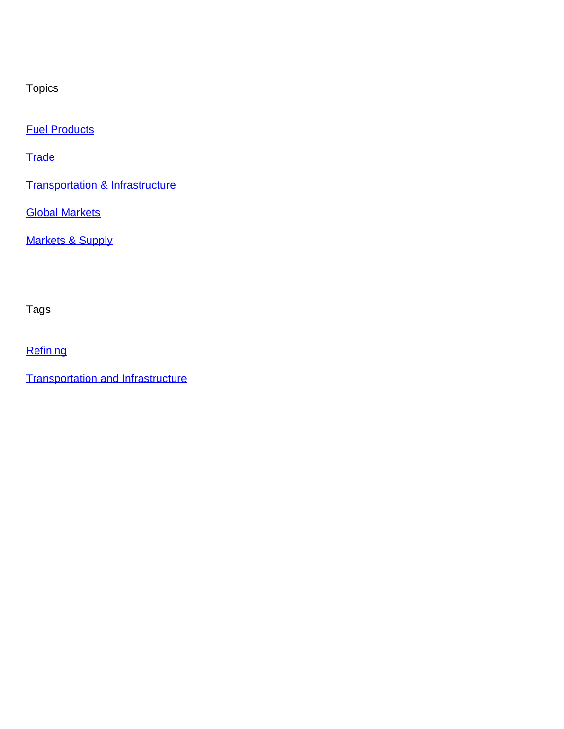Topics

[Fuel Products]

[Trade]

[Transportation & Infrastructure]

[Global Markets]

[Markets & Supply]

Tags

[Refining]

[Transportation and Infrastructure]